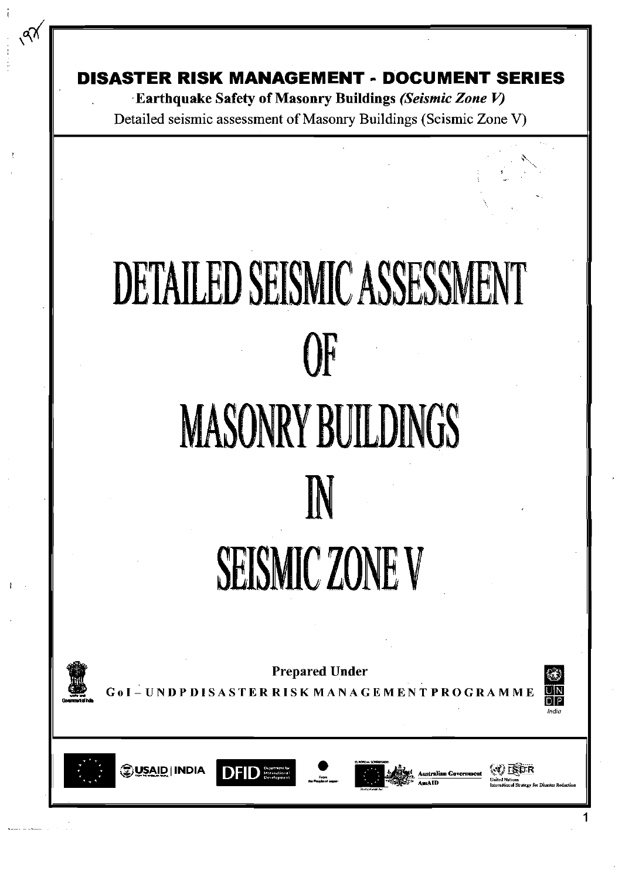**DISASTER RISK MANAGEMENT - DOCUMENT SERIES**

**Earthquake Safety of Masonry Buildings** ***(Seismic Zone V)***

Detailed seismic assessment of Masonry Buildings (Seismic Zone V)

# DETAILED SEISMIC ASSESSMENT OF MASONRY BUILDINGS IN SEISMIC ZONE V

**Prepared Under**

**GoI – UNDP DISASTER RISK MANAGEMENT PROGRAMME**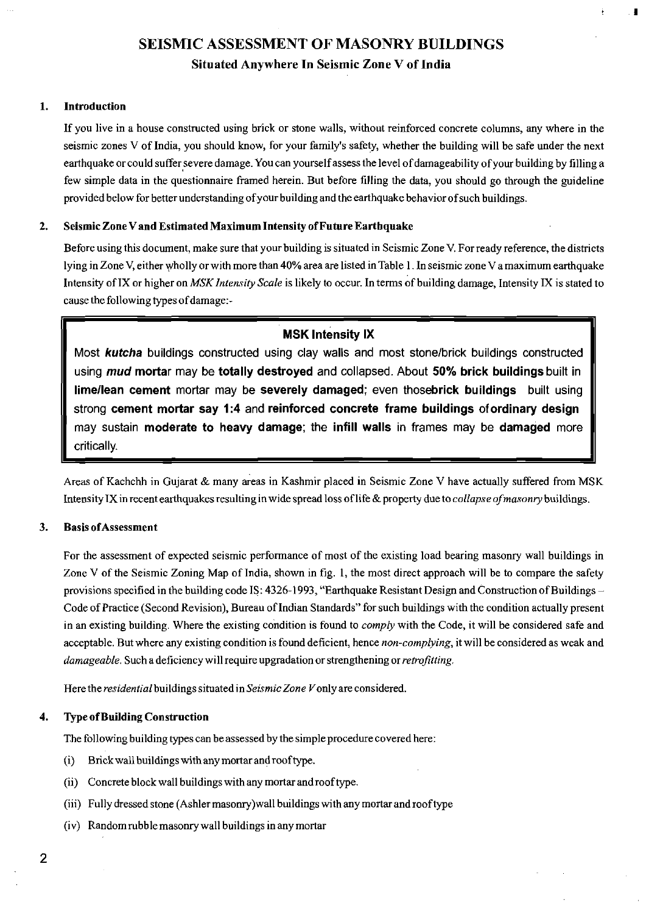# SEISMIC ASSESSMENT OF MASONRY BUILDINGS

## Situated Anywhere In Seismic Zone V of India

### 1. Introduction

If you live in a house constructed using brick or stone walls, without reinforced concrete columns, any where in the seismic zones V of India, you should know, for your family's safety, whether the building will be safe under the next earthquake or could suffer severe damage. You can yourself assess the level of damageability of your building by filling a few simple data in the questionnaire framed herein. But before filling the data, you should go through the guideline provided below for better understanding of your building and the earthquake behavior of such buildings.

### 2. Seismic Zone V and Estimated Maximum Intensity of Future Earthquake

Before using this document, make sure that your building is situated in Seismic Zone V. For ready reference, the districts lying in Zone V, either wholly or with more than 40% area are listed in Table 1. In seismic zone V a maximum earthquake Intensity of IX or higher on *MSK Intensity Scale* is likely to occur. In terms of building damage, Intensity IX is stated to cause the following types of damage:-

> **MSK Intensity IX**
>
> Most ***kutcha*** buildings constructed using clay walls and most stone/brick buildings constructed using ***mud* mortar** may be **totally destroyed** and collapsed. About **50% brick buildings** built in **lime/lean cement** mortar may be **severely damaged**; even those **brick buildings** built using strong **cement mortar say 1:4** and **reinforced concrete frame buildings of ordinary design** may sustain **moderate to heavy damage**; the **infill walls** in frames may be **damaged** more critically.

Areas of Kachchh in Gujarat & many areas in Kashmir placed in Seismic Zone V have actually suffered from MSK Intensity IX in recent earthquakes resulting in wide spread loss of life & property due to *collapse of masonry* buildings.

### 3. Basis of Assessment

For the assessment of expected seismic performance of most of the existing load bearing masonry wall buildings in Zone V of the Seismic Zoning Map of India, shown in fig. 1, the most direct approach will be to compare the safety provisions specified in the building code IS: 4326-1993, "Earthquake Resistant Design and Construction of Buildings – Code of Practice (Second Revision), Bureau of Indian Standards" for such buildings with the condition actually present in an existing building. Where the existing condition is found to *comply* with the Code, it will be considered safe and acceptable. But where any existing condition is found deficient, hence *non-complying*, it will be considered as weak and *damageable*. Such a deficiency will require upgradation or strengthening or *retrofitting*.

Here the *residential* buildings situated in *Seismic Zone V* only are considered.

### 4. Type of Building Construction

The following building types can be assessed by the simple procedure covered here:

(i) Brick wall buildings with any mortar and roof type.

(ii) Concrete block wall buildings with any mortar and roof type.

(iii) Fully dressed stone (Ashler masonry) wall buildings with any mortar and roof type

(iv) Random rubble masonry wall buildings in any mortar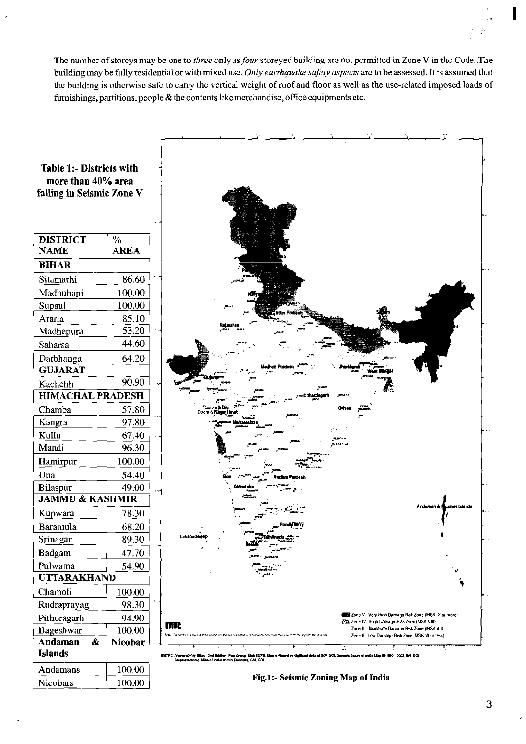The number of storeys may be one to *three* only as *four* storeyed building are not permitted in Zone V in the Code. The building may be fully residential or with mixed use. *Only earthquake safety aspects* are to be assessed. It is assumed that the building is otherwise safe to carry the vertical weight of roof and floor as well as the use-related imposed loads of furnishings, partitions, people & the contents like merchandise, office equipments etc.

**Table 1:- Districts with more than 40% area falling in Seismic Zone V**

| DISTRICT NAME | % AREA |
|---|---|
| **BIHAR** | |
| Sitamarhi | 86.60 |
| Madhubani | 100.00 |
| Supaul | 100.00 |
| Araria | 85.10 |
| Madhepura | 53.20 |
| Saharsa | 44.60 |
| Darbhanga | 64.20 |
| **GUJARAT** | |
| Kachchh | 90.90 |
| **HIMACHAL PRADESH** | |
| Chamba | 57.80 |
| Kangra | 97.80 |
| Kullu | 67.40 |
| Mandi | 96.30 |
| Hamirpur | 100.00 |
| Una | 54.40 |
| Bilaspur | 49.00 |
| **JAMMU & KASHMIR** | |
| Kupwara | 78.30 |
| Baramula | 68.20 |
| Srinagar | 89.30 |
| Badgam | 47.70 |
| Pulwama | 54.90 |
| **UTTARAKHAND** | |
| Chamoli | 100.00 |
| Rudraprayag | 98.30 |
| Pithoragarh | 94.90 |
| Bageshwar | 100.00 |
| **Andaman & Nicobar Islands** | |
| Andamans | 100.00 |
| Nicobars | 100.00 |

Zone V Very High Damage Risk Zone (MSK IX or more)
Zone IV High Damage Risk Zone (MSK VIII)
Zone III Moderate Damage Risk Zone (MSK VII)
Zone II Low Damage Risk Zone (MSK VI or less)

BMTPC : Vulnerability Atlas - 2nd Edition, Peer Group, MoH&UPA; Map is Based on digitised data of SOI, GOI, Seismic Zones of India Map IS 1893 - 2002, BIS, GOI, Seismotectonic Atlas of India and its Environs, GSI, GOI

**Fig.1:- Seismic Zoning Map of India**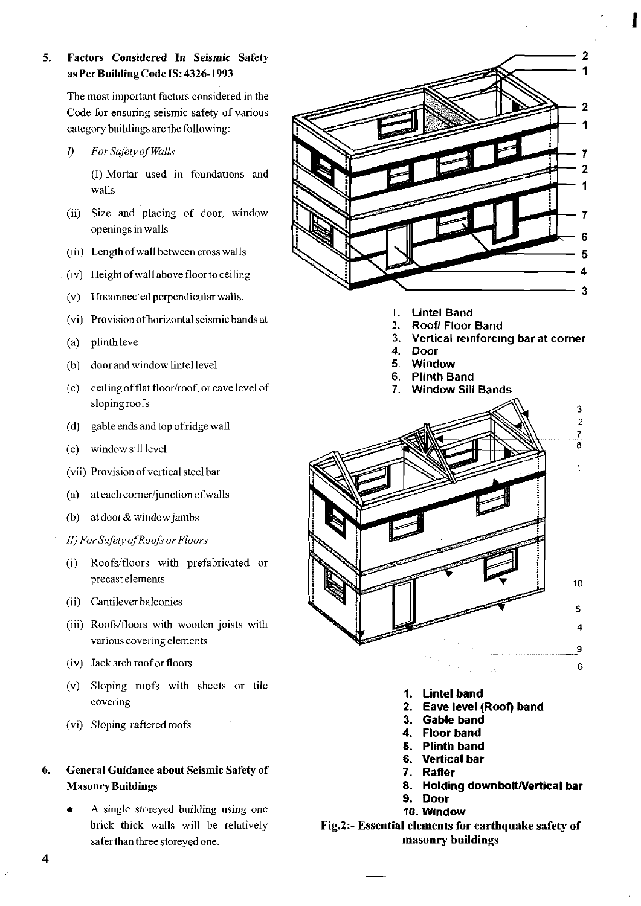## 5. Factors Considered In Seismic Safety as Per Building Code IS: 4326-1993

The most important factors considered in the Code for ensuring seismic safety of various category buildings are the following:

*I) For Safety of Walls*

(I) Mortar used in foundations and walls

(ii) Size and placing of door, window openings in walls

(iii) Length of wall between cross walls

(iv) Height of wall above floor to ceiling

(v) Unconnec'ed perpendicular walls.

(vi) Provision of horizontal seismic bands at

(a) plinth level

(b) door and window lintel level

(c) ceiling of flat floor/roof, or eave level of sloping roofs

(d) gable ends and top of ridge wall

(e) window sill level

(vii) Provision of vertical steel bar

(a) at each corner/junction of walls

(b) at door & window jambs

*II) For Safety of Roofs or Floors*

(i) Roofs/floors with prefabricated or precast elements

(ii) Cantilever balconies

(iii) Roofs/floors with wooden joists with various covering elements

(iv) Jack arch roof or floors

(v) Sloping roofs with sheets or tile covering

(vi) Sloping raftered roofs

## 6. General Guidance about Seismic Safety of Masonry Buildings

- A single storeyed building using one brick thick walls will be relatively safer than three storeyed one.

**1. Lintel Band**
**2. Roof/ Floor Band**
**3. Vertical reinforcing bar at corner**
**4. Door**
**5. Window**
**6. Plinth Band**
**7. Window Sill Bands**

**1. Lintel band**
**2. Eave level (Roof) band**
**3. Gable band**
**4. Floor band**
**5. Plinth band**
**6. Vertical bar**
**7. Rafter**
**8. Holding downbolt/Vertical bar**
**9. Door**
**10. Window**

**Fig.2:- Essential elements for earthquake safety of masonry buildings**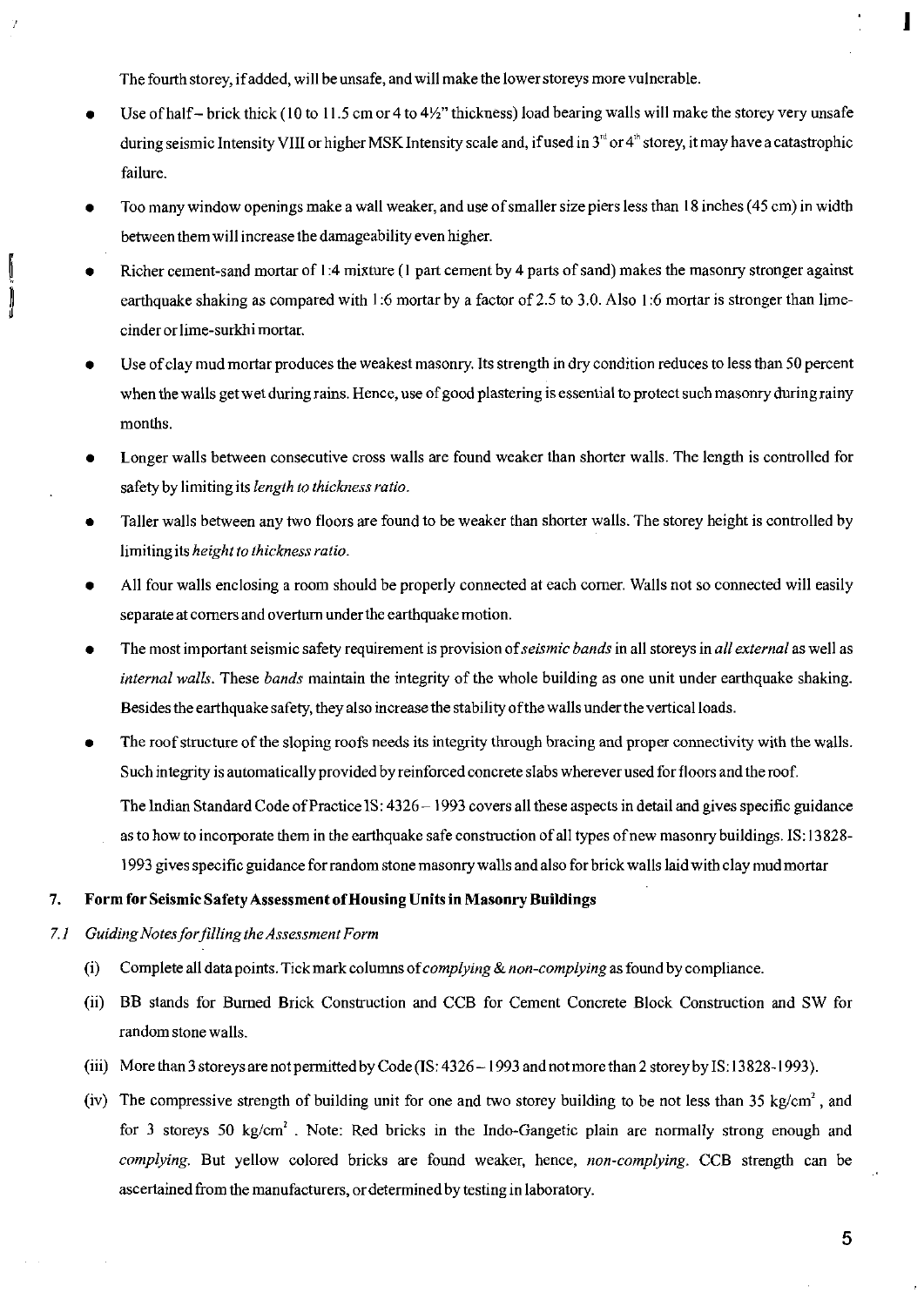The fourth storey, if added, will be unsafe, and will make the lower storeys more vulnerable.

- Use of half – brick thick (10 to 11.5 cm or 4 to 4½" thickness) load bearing walls will make the storey very unsafe during seismic Intensity VIII or higher MSK Intensity scale and, if used in 3rd or 4th storey, it may have a catastrophic failure.
- Too many window openings make a wall weaker, and use of smaller size piers less than 18 inches (45 cm) in width between them will increase the damageability even higher.
- Richer cement-sand mortar of 1:4 mixture (1 part cement by 4 parts of sand) makes the masonry stronger against earthquake shaking as compared with 1:6 mortar by a factor of 2.5 to 3.0. Also 1:6 mortar is stronger than lime-cinder or lime-surkhi mortar.
- Use of clay mud mortar produces the weakest masonry. Its strength in dry condition reduces to less than 50 percent when the walls get wet during rains. Hence, use of good plastering is essential to protect such masonry during rainy months.
- Longer walls between consecutive cross walls are found weaker than shorter walls. The length is controlled for safety by limiting its *length to thickness ratio*.
- Taller walls between any two floors are found to be weaker than shorter walls. The storey height is controlled by limiting its *height to thickness ratio*.
- All four walls enclosing a room should be properly connected at each corner. Walls not so connected will easily separate at corners and overturn under the earthquake motion.
- The most important seismic safety requirement is provision of *seismic bands* in all storeys in *all external* as well as *internal walls*. These *bands* maintain the integrity of the whole building as one unit under earthquake shaking. Besides the earthquake safety, they also increase the stability of the walls under the vertical loads.
- The roof structure of the sloping roofs needs its integrity through bracing and proper connectivity with the walls. Such integrity is automatically provided by reinforced concrete slabs wherever used for floors and the roof.

  The Indian Standard Code of Practice IS: 4326 – 1993 covers all these aspects in detail and gives specific guidance as to how to incorporate them in the earthquake safe construction of all types of new masonry buildings. IS: 13828-1993 gives specific guidance for random stone masonry walls and also for brick walls laid with clay mud mortar

## 7. Form for Seismic Safety Assessment of Housing Units in Masonry Buildings

### 7.1 *Guiding Notes for filling the Assessment Form*

(i) Complete all data points. Tick mark columns of *complying* & *non-complying* as found by compliance.

(ii) BB stands for Burned Brick Construction and CCB for Cement Concrete Block Construction and SW for random stone walls.

(iii) More than 3 storeys are not permitted by Code (IS: 4326 – 1993 and not more than 2 storey by IS: 13828-1993).

(iv) The compressive strength of building unit for one and two storey building to be not less than 35 $kg/cm^2$, and for 3 storeys 50 $kg/cm^2$. Note: Red bricks in the Indo-Gangetic plain are normally strong enough and *complying*. But yellow colored bricks are found weaker, hence, *non-complying*. CCB strength can be ascertained from the manufacturers, or determined by testing in laboratory.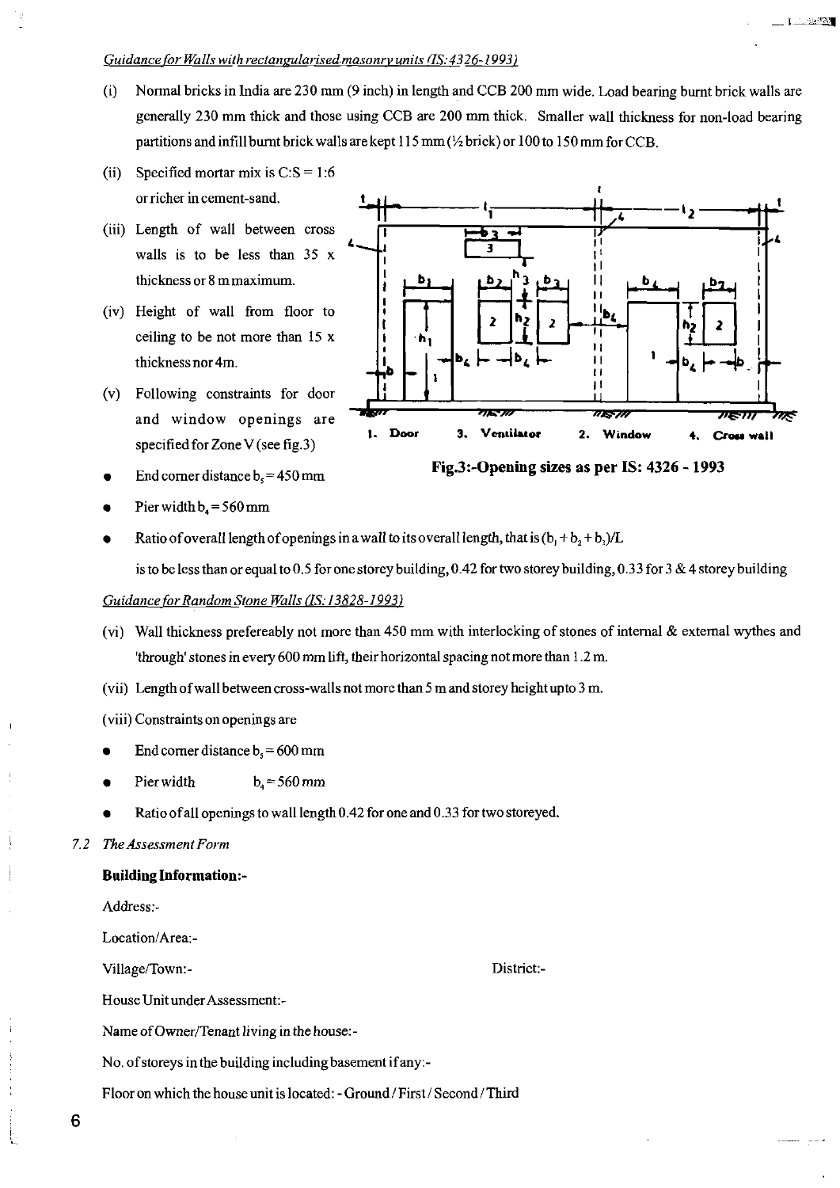*Guidance for Walls with rectangularised masonry units (IS: 4326-1993)*

(i) Normal bricks in India are 230 mm (9 inch) in length and CCB 200 mm wide. Load bearing burnt brick walls are generally 230 mm thick and those using CCB are 200 mm thick. Smaller wall thickness for non-load bearing partitions and infill burnt brick walls are kept 115 mm (½ brick) or 100 to 150 mm for CCB.

(ii) Specified mortar mix is C:S = 1:6 or richer in cement-sand.

(iii) Length of wall between cross walls is to be less than 35 x thickness or 8 m maximum.

(iv) Height of wall from floor to ceiling to be not more than 15 x thickness nor 4m.

(v) Following constraints for door and window openings are specified for Zone V (see fig.3)

1. Door 3. Ventilator 2. Window 4. Cross wall

**Fig.3:-Opening sizes as per IS: 4326 - 1993**

- End corner distance $b_5$ = 450 mm
- Pier width $b_4$ = 560 mm
- Ratio of overall length of openings in a wall to its overall length, that is $(b_1 + b_2 + b_3)/L$ is to be less than or equal to 0.5 for one storey building, 0.42 for two storey building, 0.33 for 3 & 4 storey building

*Guidance for Random Stone Walls (IS: 13828-1993)*

(vi) Wall thickness prefereably not more than 450 mm with interlocking of stones of internal & external wythes and 'through' stones in every 600 mm lift, their horizontal spacing not more than 1.2 m.

(vii) Length of wall between cross-walls not more than 5 m and storey height upto 3 m.

(viii) Constraints on openings are

- End corner distance $b_5$ = 600 mm
- Pier width $b_4$ = 560 mm
- Ratio of all openings to wall length 0.42 for one and 0.33 for two storeyed.

*7.2 The Assessment Form*

**Building Information:-**

Address:-

Location/Area:-

Village/Town:- District:-

House Unit under Assessment:-

Name of Owner/Tenant living in the house:-

No. of storeys in the building including basement if any:-

Floor on which the house unit is located: - Ground / First / Second / Third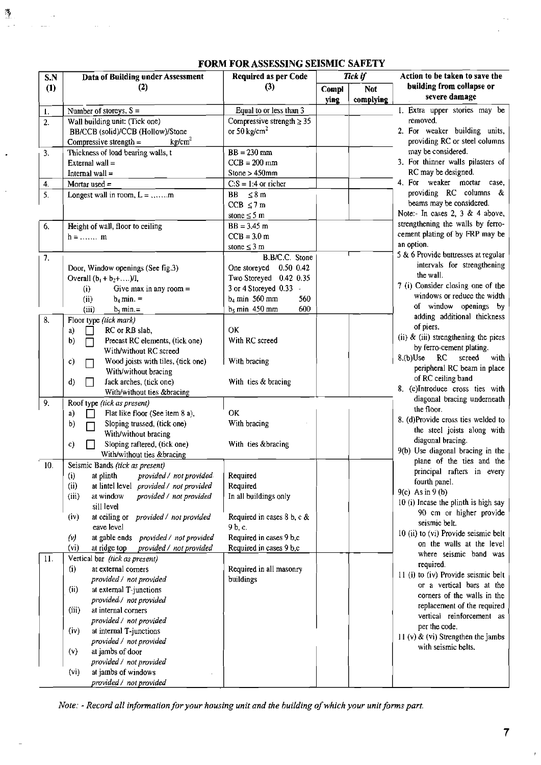# FORM FOR ASSESSING SEISMIC SAFETY

| S.N (1) | Data of Building under Assessment (2) | Required as per Code (3) | Tick if: Complying | Tick if: Not complying | Action to be taken to save the building from collapse or severe damage |
|---|---|---|---|---|---|
| 1. | Number of storeys, S = | Equal to or less than 3 | | | 1. Extra upper stories may be removed. |
| 2. | Wall building unit: (Tick one) BB/CCB (solid)/CCB (Hollow)/Stone Compressive strength = $kg/cm^2$ | Compressive strength ≥ 35 or 50 $kg/cm^2$ | | | 2. For weaker building units, providing RC or steel columns may be considered. |
| 3. | Thickness of load bearing walls, t External wall = Internal wall = | BB = 230 mm CCB = 200 mm Stone > 450mm | | | 3. For thinner walls pilasters of RC may be designed. |
| 4. | Mortar used = | C:S = 1:4 or richer | | | 4. For weaker mortar case, providing RC columns & beams may be considered. Note:- In cases 2, 3 & 4 above, strengthening the walls by ferro-cement plating of by FRP may be an option. |
| 5. | Longest wall in room, L = ,......m | BB ≤ 8 m CCB ≤ 7 m stone ≤ 5 m | | | 5 & 6 Provide buttresses at regular intervals for strengthening the wall. |
| 6. | Height of wall, floor to ceiling h = ....... m | BB = 3.45 m CCB = 3.0 m stone ≤ 3 m | | | |
| 7. | Door, Window openings (See fig.3) Overall $(b_1 + b_2 + ....)/l$, (i) Give max in any room = (ii) $b_4$ min. = (iii) $b_5$ min.= | B.B/C.C. Stone One storeyed 0.50 0.42 Two Storeyed 0.42 0.35 3 or 4 Storeyed 0.33 - $b_4$ min 560 mm 560 $b_5$ min 450 mm 600 | | | 7 (i) Consider closing one of the windows or reduce the width of window openings by adding additional thickness of piers. (ii) & (iii) strengthening the piers by ferro-cement plating. |
| 8. | Floor type (tick mark) a) ☐ RC or RB slab, b) ☐ Precast RC elements, (tick one) With/without RC screed c) ☐ Wood joists with tiles, (tick one) With/without bracing d) ☐ Jack arches, (tick one) With/without ties &bracing | OK With RC screed With bracing With ties & bracing | | | 8.(b)Use RC screed with peripheral RC beam in place of RC ceiling band 8. (c)Introduce cross ties with diagonal bracing underneath the floor. 8. (d)Provide cross ties welded to the steel joists along with diagonal bracing. |
| 9. | Roof type (tick as present) a) ☐ Flat like floor (See item 8 a), b) ☐ Sloping trussed, (tick one) With/without bracing c) ☐ Sloping raftered, (tick one) With/without ties &bracing | OK With bracing With ties &bracing | | | 9(b) Use diagonal bracing in the plane of the ties and the principal rafters in every fourth panel. 9(c) As in 9 (b) |
| 10. | Seismic Bands (tick as present) (i) at plinth provided / not provided (ii) at lintel level provided / not provided (iii) at window sill level provided / not provided (iv) at ceiling or eave level provided / not provided (v) at gable ends provided / not provided (vi) at ridge top provided / not provided | Required Required In all buildings only Required in cases 8 b, c & 9 b, c. Required in cases 9 b,c Required in cases 9 b,c | | | 10 (i) Incase the plinth is high say 90 cm or higher provide seismic belt. 10 (ii) to (vi) Provide seismic belt on the walls at the level where seismic band was required. |
| 11. | Vertical bar (tick as present) (i) at external corners provided / not provided (ii) at external T-junctions provided / not provided (iii) at internal corners provided / not provided (iv) at internal T-junctions provided / not provided (v) at jambs of door provided / not provided (vi) at jambs of windows provided / not provided | Required in all masonry buildings | | | 11 (i) to (iv) Provide seismic belt or a vertical bars at the corners of the walls in the replacement of the required vertical reinforcement as per the code. 11 (v) & (vi) Strengthen the jambs with seismic belts. |

*Note: - Record all information for your housing unit and the building of which your unit forms part.*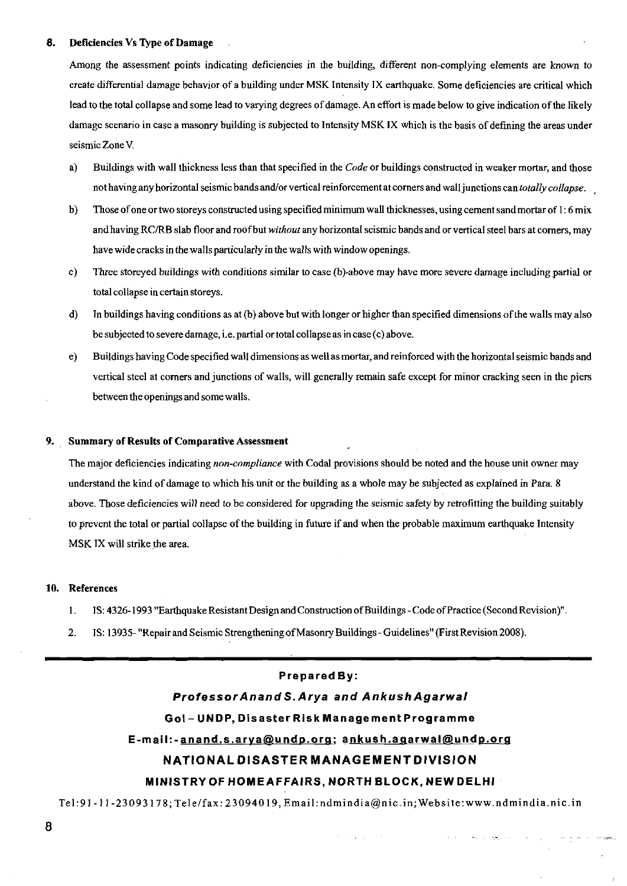## 8. Deficiencies Vs Type of Damage

Among the assessment points indicating deficiencies in the building, different non-complying elements are known to create differential damage behavior of a building under MSK Intensity IX earthquake. Some deficiencies are critical which lead to the total collapse and some lead to varying degrees of damage. An effort is made below to give indication of the likely damage scenario in case a masonry building is subjected to Intensity MSK IX which is the basis of defining the areas under seismic Zone V.

a) Buildings with wall thickness less than that specified in the *Code* or buildings constructed in weaker mortar, and those not having any horizontal seismic bands and/or vertical reinforcement at corners and wall junctions can *totally collapse*.

b) Those of one or two storeys constructed using specified minimum wall thicknesses, using cement sand mortar of 1 : 6 mix and having RC/RB slab floor and roof but *without* any horizontal seismic bands and or vertical steel bars at corners, may have wide cracks in the walls particularly in the walls with window openings.

c) Three storeyed buildings with conditions similar to case (b) above may have more severe damage including partial or total collapse in certain storeys.

d) In buildings having conditions as at (b) above but with longer or higher than specified dimensions of the walls may also be subjected to severe damage, i.e. partial or total collapse as in case (c) above.

e) Buildings having Code specified wall dimensions as well as mortar, and reinforced with the horizontal seismic bands and vertical steel at corners and junctions of walls, will generally remain safe except for minor cracking seen in the piers between the openings and some walls.

## 9. Summary of Results of Comparative Assessment

The major deficiencies indicating *non-compliance* with Codal provisions should be noted and the house unit owner may understand the kind of damage to which his unit or the building as a whole may be subjected as explained in Para. 8 above. Those deficiencies will need to be considered for upgrading the seismic safety by retrofitting the building suitably to prevent the total or partial collapse of the building in future if and when the probable maximum earthquake Intensity MSK IX will strike the area.

## 10. References

1. IS: 4326-1993 "Earthquake Resistant Design and Construction of Buildings - Code of Practice (Second Revision)".
2. IS: 13935- "Repair and Seismic Strengthening of Masonry Buildings - Guidelines" (First Revision 2008).

---

**Prepared By:**

***Professor Anand S. Arya and Ankush Agarwal***

**GoI – UNDP, Disaster Risk Management Programme**

**E-mail:- anand.s.arya@undp.org; ankush.agarwal@undp.org**

**NATIONAL DISASTER MANAGEMENT DIVISION**

**MINISTRY OF HOME AFFAIRS, NORTH BLOCK, NEW DELHI**

Tel:91-11-23093178; Tele/fax: 23094019, Email:ndmindia@nic.in; Website:www.ndmindia.nic.in